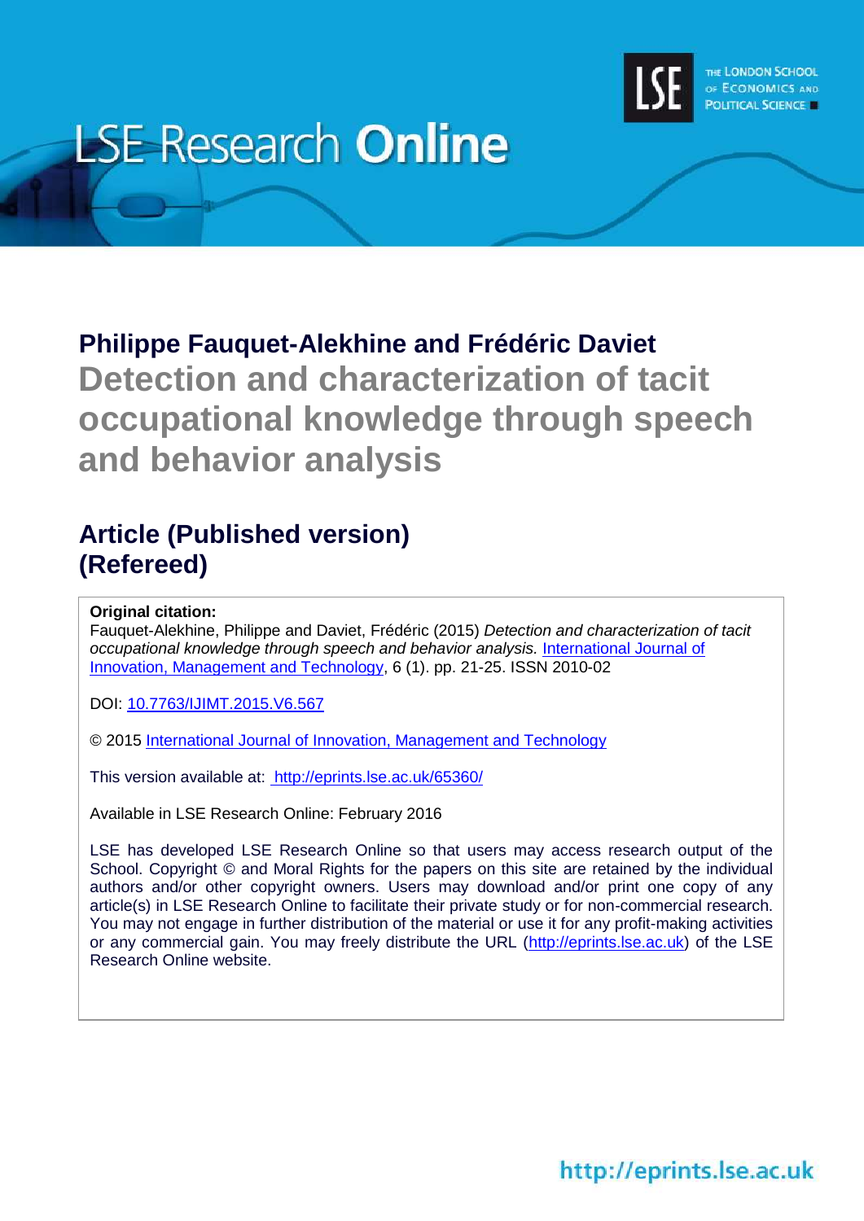LSE Research **Online**

THE LONDON SCHOOL OF ECONOMICS AND POLITICAL SCIENCE

**Philippe Fauquet-Alekhine and Frédéric Daviet**

# Detection and characterization of tacit occupational knowledge through speech and behavior analysis

## Article (Published version) (Refereed)

**Original citation:**
Fauquet-Alekhine, Philippe and Daviet, Frédéric (2015) *Detection and characterization of tacit occupational knowledge through speech and behavior analysis.* International Journal of Innovation, Management and Technology, 6 (1). pp. 21-25. ISSN 2010-02

DOI: 10.7763/IJIMT.2015.V6.567

© 2015 International Journal of Innovation, Management and Technology

This version available at: http://eprints.lse.ac.uk/65360/

Available in LSE Research Online: February 2016

LSE has developed LSE Research Online so that users may access research output of the School. Copyright © and Moral Rights for the papers on this site are retained by the individual authors and/or other copyright owners. Users may download and/or print one copy of any article(s) in LSE Research Online to facilitate their private study or for non-commercial research. You may not engage in further distribution of the material or use it for any profit-making activities or any commercial gain. You may freely distribute the URL (http://eprints.lse.ac.uk) of the LSE Research Online website.

http://eprints.lse.ac.uk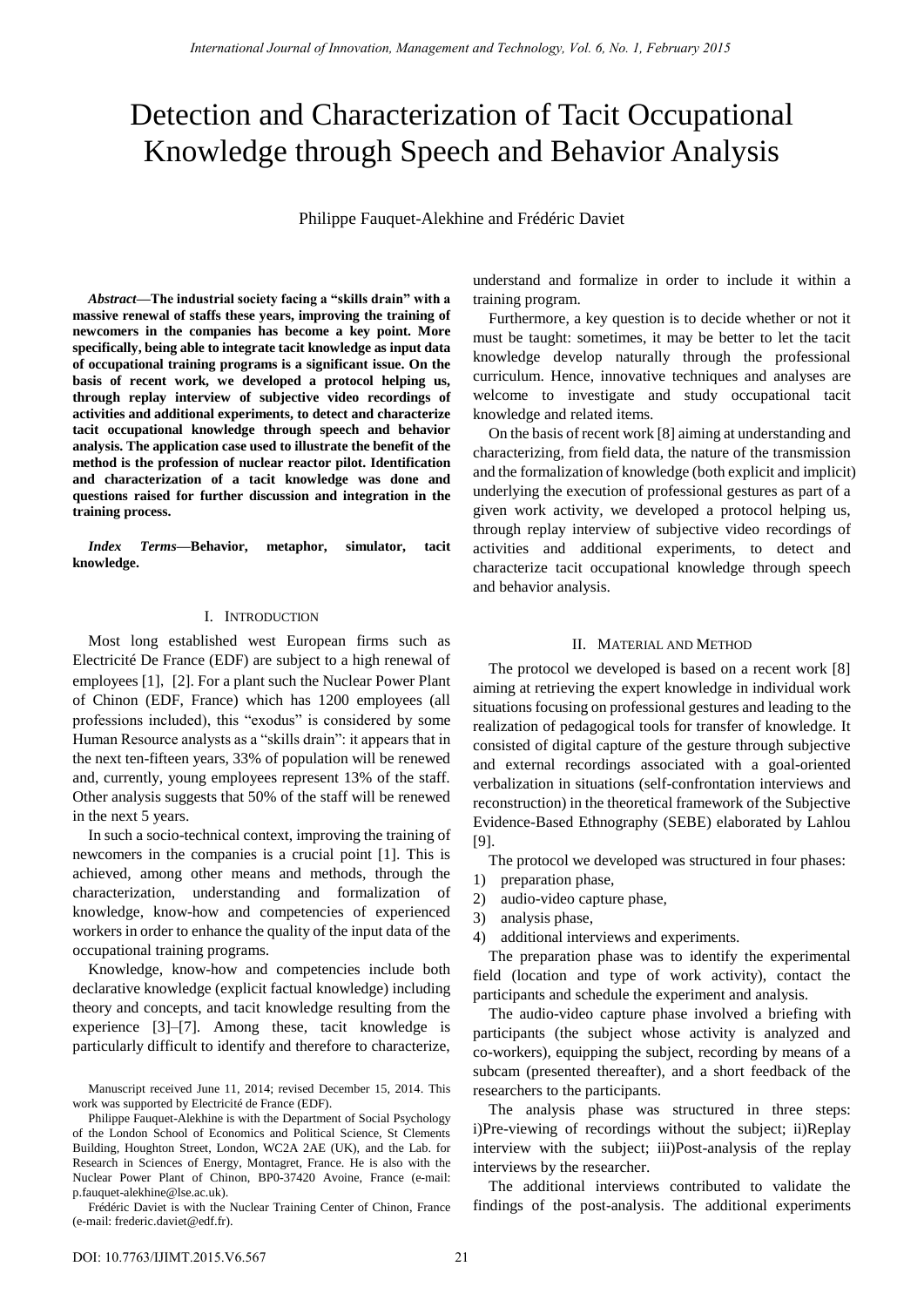# Detection and Characterization of Tacit Occupational Knowledge through Speech and Behavior Analysis

Philippe Fauquet-Alekhine and Frédéric Daviet

***Abstract*—The industrial society facing a "skills drain" with a massive renewal of staffs these years, improving the training of newcomers in the companies has become a key point. More specifically, being able to integrate tacit knowledge as input data of occupational training programs is a significant issue. On the basis of recent work, we developed a protocol helping us, through replay interview of subjective video recordings of activities and additional experiments, to detect and characterize tacit occupational knowledge through speech and behavior analysis. The application case used to illustrate the benefit of the method is the profession of nuclear reactor pilot. Identification and characterization of a tacit knowledge was done and questions raised for further discussion and integration in the training process.**

***Index Terms*—Behavior, metaphor, simulator, tacit knowledge.**

## I. Introduction

Most long established west European firms such as Electricité De France (EDF) are subject to a high renewal of employees [1], [2]. For a plant such the Nuclear Power Plant of Chinon (EDF, France) which has 1200 employees (all professions included), this "exodus" is considered by some Human Resource analysts as a "skills drain": it appears that in the next ten-fifteen years, 33% of population will be renewed and, currently, young employees represent 13% of the staff. Other analysis suggests that 50% of the staff will be renewed in the next 5 years.

In such a socio-technical context, improving the training of newcomers in the companies is a crucial point [1]. This is achieved, among other means and methods, through the characterization, understanding and formalization of knowledge, know-how and competencies of experienced workers in order to enhance the quality of the input data of the occupational training programs.

Knowledge, know-how and competencies include both declarative knowledge (explicit factual knowledge) including theory and concepts, and tacit knowledge resulting from the experience [3]–[7]. Among these, tacit knowledge is particularly difficult to identify and therefore to characterize, understand and formalize in order to include it within a training program.

Furthermore, a key question is to decide whether or not it must be taught: sometimes, it may be better to let the tacit knowledge develop naturally through the professional curriculum. Hence, innovative techniques and analyses are welcome to investigate and study occupational tacit knowledge and related items.

On the basis of recent work [8] aiming at understanding and characterizing, from field data, the nature of the transmission and the formalization of knowledge (both explicit and implicit) underlying the execution of professional gestures as part of a given work activity, we developed a protocol helping us, through replay interview of subjective video recordings of activities and additional experiments, to detect and characterize tacit occupational knowledge through speech and behavior analysis.

## II. Material and Method

The protocol we developed is based on a recent work [8] aiming at retrieving the expert knowledge in individual work situations focusing on professional gestures and leading to the realization of pedagogical tools for transfer of knowledge. It consisted of digital capture of the gesture through subjective and external recordings associated with a goal-oriented verbalization in situations (self-confrontation interviews and reconstruction) in the theoretical framework of the Subjective Evidence-Based Ethnography (SEBE) elaborated by Lahlou [9].

The protocol we developed was structured in four phases:

1) preparation phase,
2) audio-video capture phase,
3) analysis phase,
4) additional interviews and experiments.

The preparation phase was to identify the experimental field (location and type of work activity), contact the participants and schedule the experiment and analysis.

The audio-video capture phase involved a briefing with participants (the subject whose activity is analyzed and co-workers), equipping the subject, recording by means of a subcam (presented thereafter), and a short feedback of the researchers to the participants.

The analysis phase was structured in three steps: i)Pre-viewing of recordings without the subject; ii)Replay interview with the subject; iii)Post-analysis of the replay interviews by the researcher.

The additional interviews contributed to validate the findings of the post-analysis. The additional experiments

---

Manuscript received June 11, 2014; revised December 15, 2014. This work was supported by Electricité de France (EDF).

Philippe Fauquet-Alekhine is with the Department of Social Psychology of the London School of Economics and Political Science, St Clements Building, Houghton Street, London, WC2A 2AE (UK), and the Lab. for Research in Sciences of Energy, Montagret, France. He is also with the Nuclear Power Plant of Chinon, BP0-37420 Avoine, France (e-mail: p.fauquet-alekhine@lse.ac.uk).

Frédéric Daviet is with the Nuclear Training Center of Chinon, France (e-mail: frederic.daviet@edf.fr).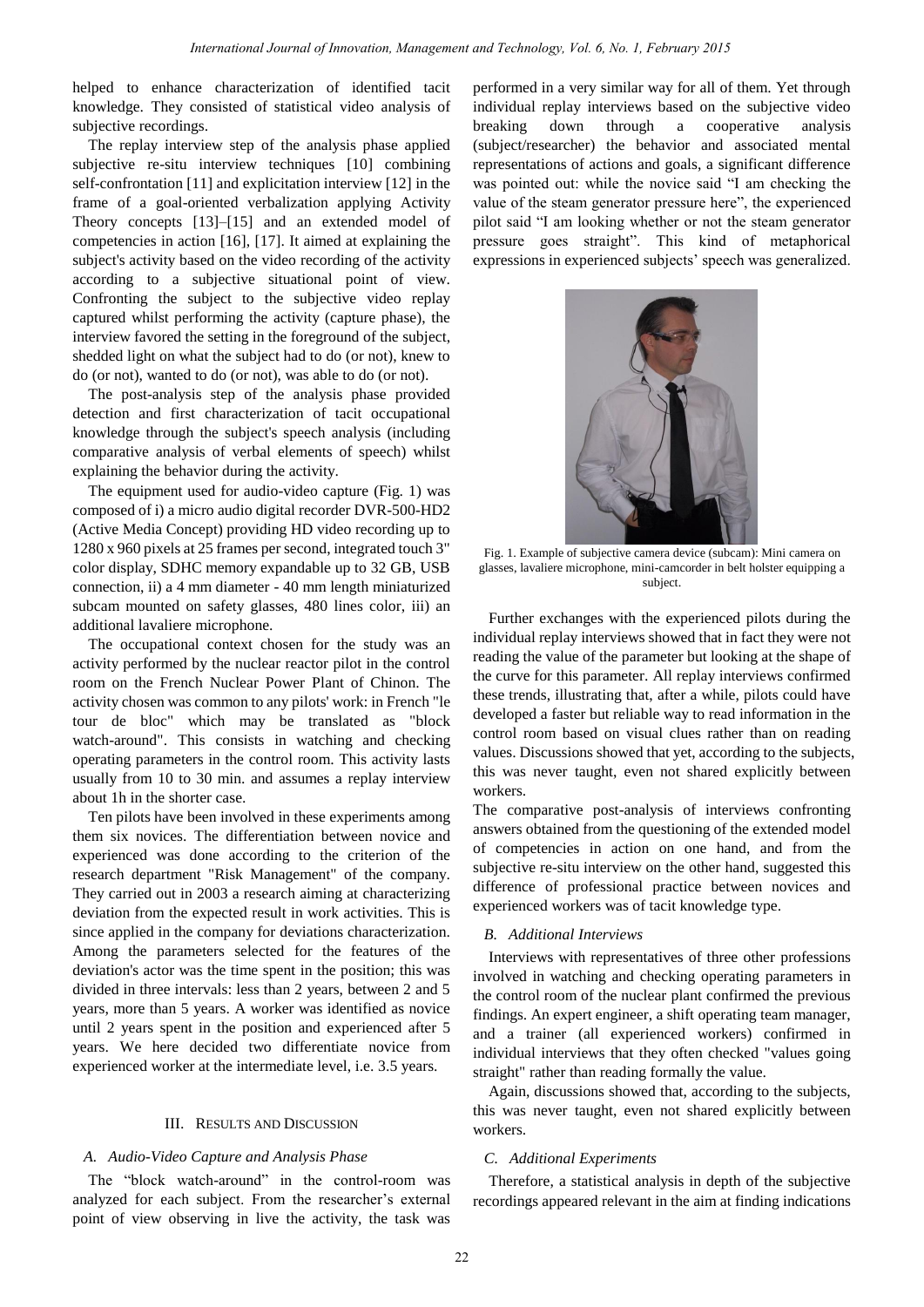helped to enhance characterization of identified tacit knowledge. They consisted of statistical video analysis of subjective recordings.

The replay interview step of the analysis phase applied subjective re-situ interview techniques [10] combining self-confrontation [11] and explicitation interview [12] in the frame of a goal-oriented verbalization applying Activity Theory concepts [13]–[15] and an extended model of competencies in action [16], [17]. It aimed at explaining the subject's activity based on the video recording of the activity according to a subjective situational point of view. Confronting the subject to the subjective video replay captured whilst performing the activity (capture phase), the interview favored the setting in the foreground of the subject, shedded light on what the subject had to do (or not), knew to do (or not), wanted to do (or not), was able to do (or not).

The post-analysis step of the analysis phase provided detection and first characterization of tacit occupational knowledge through the subject's speech analysis (including comparative analysis of verbal elements of speech) whilst explaining the behavior during the activity.

The equipment used for audio-video capture (Fig. 1) was composed of i) a micro audio digital recorder DVR-500-HD2 (Active Media Concept) providing HD video recording up to 1280 x 960 pixels at 25 frames per second, integrated touch 3" color display, SDHC memory expandable up to 32 GB, USB connection, ii) a 4 mm diameter - 40 mm length miniaturized subcam mounted on safety glasses, 480 lines color, iii) an additional lavaliere microphone.

The occupational context chosen for the study was an activity performed by the nuclear reactor pilot in the control room on the French Nuclear Power Plant of Chinon. The activity chosen was common to any pilots' work: in French "le tour de bloc" which may be translated as "block watch-around". This consists in watching and checking operating parameters in the control room. This activity lasts usually from 10 to 30 min. and assumes a replay interview about 1h in the shorter case.

Ten pilots have been involved in these experiments among them six novices. The differentiation between novice and experienced was done according to the criterion of the research department "Risk Management" of the company. They carried out in 2003 a research aiming at characterizing deviation from the expected result in work activities. This is since applied in the company for deviations characterization. Among the parameters selected for the features of the deviation's actor was the time spent in the position; this was divided in three intervals: less than 2 years, between 2 and 5 years, more than 5 years. A worker was identified as novice until 2 years spent in the position and experienced after 5 years. We here decided two differentiate novice from experienced worker at the intermediate level, i.e. 3.5 years.

## III. Results and Discussion

### A. Audio-Video Capture and Analysis Phase

The "block watch-around" in the control-room was analyzed for each subject. From the researcher's external point of view observing in live the activity, the task was performed in a very similar way for all of them. Yet through individual replay interviews based on the subjective video breaking down through a cooperative analysis (subject/researcher) the behavior and associated mental representations of actions and goals, a significant difference was pointed out: while the novice said "I am checking the value of the steam generator pressure here", the experienced pilot said "I am looking whether or not the steam generator pressure goes straight". This kind of metaphorical expressions in experienced subjects' speech was generalized.

Fig. 1. Example of subjective camera device (subcam): Mini camera on glasses, lavaliere microphone, mini-camcorder in belt holster equipping a subject.

Further exchanges with the experienced pilots during the individual replay interviews showed that in fact they were not reading the value of the parameter but looking at the shape of the curve for this parameter. All replay interviews confirmed these trends, illustrating that, after a while, pilots could have developed a faster but reliable way to read information in the control room based on visual clues rather than on reading values. Discussions showed that yet, according to the subjects, this was never taught, even not shared explicitly between workers.

The comparative post-analysis of interviews confronting answers obtained from the questioning of the extended model of competencies in action on one hand, and from the subjective re-situ interview on the other hand, suggested this difference of professional practice between novices and experienced workers was of tacit knowledge type.

### B. Additional Interviews

Interviews with representatives of three other professions involved in watching and checking operating parameters in the control room of the nuclear plant confirmed the previous findings. An expert engineer, a shift operating team manager, and a trainer (all experienced workers) confirmed in individual interviews that they often checked "values going straight" rather than reading formally the value.

Again, discussions showed that, according to the subjects, this was never taught, even not shared explicitly between workers.

### C. Additional Experiments

Therefore, a statistical analysis in depth of the subjective recordings appeared relevant in the aim at finding indications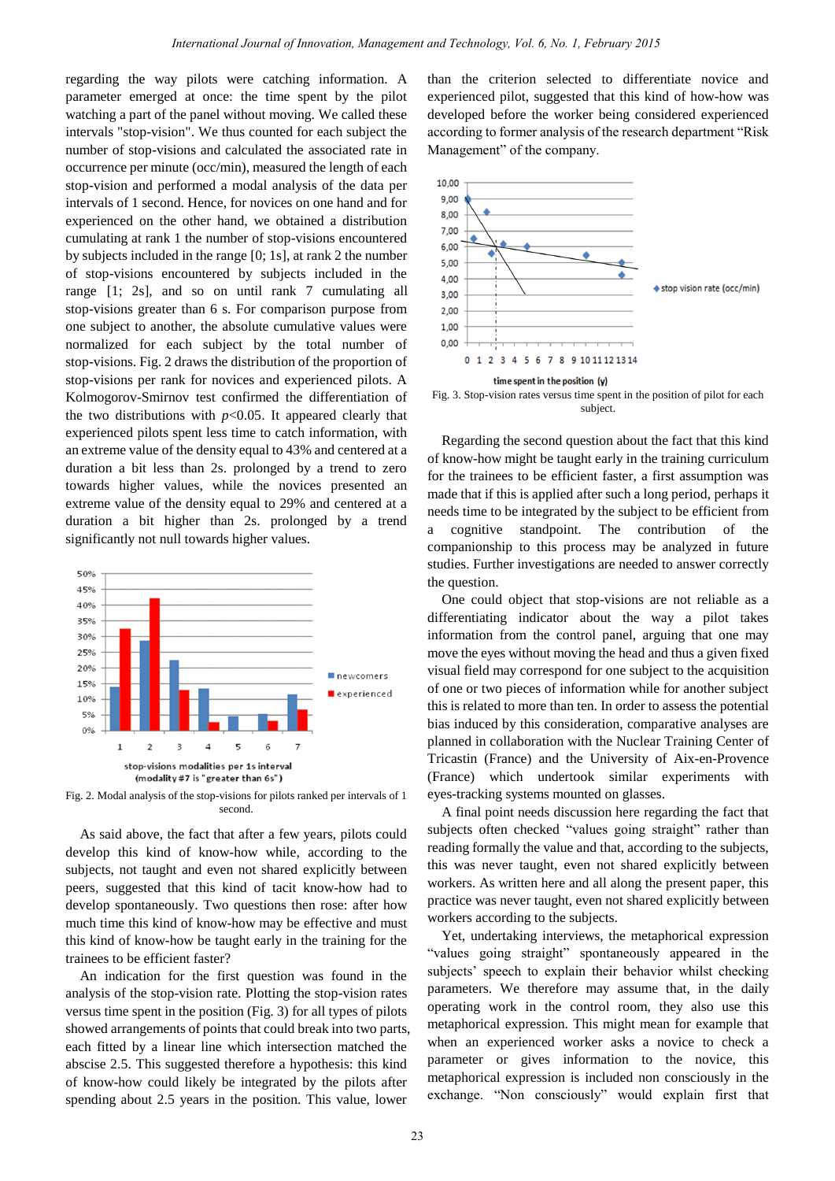regarding the way pilots were catching information. A parameter emerged at once: the time spent by the pilot watching a part of the panel without moving. We called these intervals "stop-vision". We thus counted for each subject the number of stop-visions and calculated the associated rate in occurrence per minute (occ/min), measured the length of each stop-vision and performed a modal analysis of the data per intervals of 1 second. Hence, for novices on one hand and for experienced on the other hand, we obtained a distribution cumulating at rank 1 the number of stop-visions encountered by subjects included in the range [0; 1s], at rank 2 the number of stop-visions encountered by subjects included in the range [1; 2s], and so on until rank 7 cumulating all stop-visions greater than 6 s. For comparison purpose from one subject to another, the absolute cumulative values were normalized for each subject by the total number of stop-visions. Fig. 2 draws the distribution of the proportion of stop-visions per rank for novices and experienced pilots. A Kolmogorov-Smirnov test confirmed the differentiation of the two distributions with $p<0.05$. It appeared clearly that experienced pilots spent less time to catch information, with an extreme value of the density equal to 43% and centered at a duration a bit less than 2s. prolonged by a trend to zero towards higher values, while the novices presented an extreme value of the density equal to 29% and centered at a duration a bit higher than 2s. prolonged by a trend significantly not null towards higher values.

Fig. 2. Modal analysis of the stop-visions for pilots ranked per intervals of 1 second.

As said above, the fact that after a few years, pilots could develop this kind of know-how while, according to the subjects, not taught and even not shared explicitly between peers, suggested that this kind of tacit know-how had to develop spontaneously. Two questions then rose: after how much time this kind of know-how may be effective and must this kind of know-how be taught early in the training for the trainees to be efficient faster?

An indication for the first question was found in the analysis of the stop-vision rate. Plotting the stop-vision rates versus time spent in the position (Fig. 3) for all types of pilots showed arrangements of points that could break into two parts, each fitted by a linear line which intersection matched the abscise 2.5. This suggested therefore a hypothesis: this kind of know-how could likely be integrated by the pilots after spending about 2.5 years in the position. This value, lower than the criterion selected to differentiate novice and experienced pilot, suggested that this kind of how-how was developed before the worker being considered experienced according to former analysis of the research department "Risk Management" of the company.

Fig. 3. Stop-vision rates versus time spent in the position of pilot for each subject.

Regarding the second question about the fact that this kind of know-how might be taught early in the training curriculum for the trainees to be efficient faster, a first assumption was made that if this is applied after such a long period, perhaps it needs time to be integrated by the subject to be efficient from a cognitive standpoint. The contribution of the companionship to this process may be analyzed in future studies. Further investigations are needed to answer correctly the question.

One could object that stop-visions are not reliable as a differentiating indicator about the way a pilot takes information from the control panel, arguing that one may move the eyes without moving the head and thus a given fixed visual field may correspond for one subject to the acquisition of one or two pieces of information while for another subject this is related to more than ten. In order to assess the potential bias induced by this consideration, comparative analyses are planned in collaboration with the Nuclear Training Center of Tricastin (France) and the University of Aix-en-Provence (France) which undertook similar experiments with eyes-tracking systems mounted on glasses.

A final point needs discussion here regarding the fact that subjects often checked "values going straight" rather than reading formally the value and that, according to the subjects, this was never taught, even not shared explicitly between workers. As written here and all along the present paper, this practice was never taught, even not shared explicitly between workers according to the subjects.

Yet, undertaking interviews, the metaphorical expression "values going straight" spontaneously appeared in the subjects' speech to explain their behavior whilst checking parameters. We therefore may assume that, in the daily operating work in the control room, they also use this metaphorical expression. This might mean for example that when an experienced worker asks a novice to check a parameter or gives information to the novice, this metaphorical expression is included non consciously in the exchange. "Non consciously" would explain first that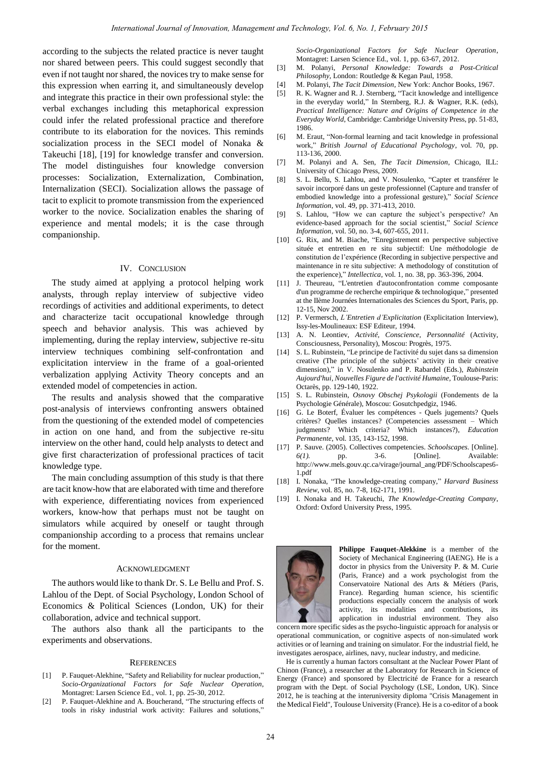according to the subjects the related practice is never taught nor shared between peers. This could suggest secondly that even if not taught nor shared, the novices try to make sense for this expression when earring it, and simultaneously develop and integrate this practice in their own professional style: the verbal exchanges including this metaphorical expression could infer the related professional practice and therefore contribute to its elaboration for the novices. This reminds socialization process in the SECI model of Nonaka & Takeuchi [18], [19] for knowledge transfer and conversion. The model distinguishes four knowledge conversion processes: Socialization, Externalization, Combination, Internalization (SECI). Socialization allows the passage of tacit to explicit to promote transmission from the experienced worker to the novice. Socialization enables the sharing of experience and mental models; it is the case through companionship.

## IV. Conclusion

The study aimed at applying a protocol helping work analysts, through replay interview of subjective video recordings of activities and additional experiments, to detect and characterize tacit occupational knowledge through speech and behavior analysis. This was achieved by implementing, during the replay interview, subjective re-situ interview techniques combining self-confrontation and explicitation interview in the frame of a goal-oriented verbalization applying Activity Theory concepts and an extended model of competencies in action.

The results and analysis showed that the comparative post-analysis of interviews confronting answers obtained from the questioning of the extended model of competencies in action on one hand, and from the subjective re-situ interview on the other hand, could help analysts to detect and give first characterization of professional practices of tacit knowledge type.

The main concluding assumption of this study is that there are tacit know-how that are elaborated with time and therefore with experience, differentiating novices from experienced workers, know-how that perhaps must not be taught on simulators while acquired by oneself or taught through companionship according to a process that remains unclear for the moment.

## Acknowledgment

The authors would like to thank Dr. S. Le Bellu and Prof. S. Lahlou of the Dept. of Social Psychology, London School of Economics & Political Sciences (London, UK) for their collaboration, advice and technical support.

The authors also thank all the participants to the experiments and observations.

## References

[1] P. Fauquet-Alekhine, "Safety and Reliability for nuclear production," *Socio-Organizational Factors for Safe Nuclear Operation*, Montagret: Larsen Science Ed., vol. 1, pp. 25-30, 2012.

[2] P. Fauquet-Alekhine and A. Boucherand, "The structuring effects of tools in risky industrial work activity: Failures and solutions," *Socio-Organizational Factors for Safe Nuclear Operation*, Montagret: Larsen Science Ed., vol. 1, pp. 63-67, 2012.

[3] M. Polanyi, *Personal Knowledge: Towards a Post-Critical Philosophy*, London: Routledge & Kegan Paul, 1958.

[4] M. Polanyi, *The Tacit Dimension*, New York: Anchor Books, 1967.

[5] R. K. Wagner and R. J. Sternberg, "Tacit knowledge and intelligence in the everyday world," In Sternberg, R.J. & Wagner, R.K. (eds), *Practical Intelligence: Nature and Origins of Competence in the Everyday World*, Cambridge: Cambridge University Press, pp. 51-83, 1986.

[6] M. Eraut, "Non-formal learning and tacit knowledge in professional work," *British Journal of Educational Psychology*, vol. 70, pp. 113-136, 2000.

[7] M. Polanyi and A. Sen, *The Tacit Dimension*, Chicago, ILL: University of Chicago Press, 2009.

[8] S. L. Bellu, S. Lahlou, and V. Nosulenko, "Capter et transférer le savoir incorporé dans un geste professionnel (Capture and transfer of embodied knowledge into a professional gesture)," *Social Science Information*, vol. 49, pp. 371-413, 2010.

[9] S. Lahlou, "How we can capture the subject's perspective? An evidence-based approach for the social scientist," *Social Science Information*, vol. 50, no. 3-4, 607-655, 2011.

[10] G. Rix, and M. Biache, "Enregistrement en perspective subjective située et entretien en re situ subjectif: Une méthodologie de constitution de l'expérience (Recording in subjective perspective and maintenance in re situ subjective: A methodology of constitution of the experience)," *Intellectica*, vol. 1, no. 38, pp. 363-396, 2004.

[11] J. Theureau, "L'entretien d'autoconfrontation comme composante d'un programme de recherche empirique & technologique," presented at the IIème Journées Internationales des Sciences du Sport, Paris, pp. 12-15, Nov 2002.

[12] P. Vermersch, *L'Entretien d'Explicitation* (Explicitation Interview), Issy-les-Moulineaux: ESF Editeur, 1994.

[13] A. N. Leontiev, *Activité, Conscience, Personnalité* (Activity, Consciousness, Personality), Moscou: Progrès, 1975.

[14] S. L. Rubinstein, "Le principe de l'activité du sujet dans sa dimension creative (The principle of the subjects' activity in their creative dimension)," in V. Nosulenko and P. Rabardel (Eds.), *Rubinstein Aujourd'hui, Nouvelles Figure de l'activité Humaine*, Toulouse-Paris: Octarès, pp. 129-140, 1922.

[15] S. L. Rubinstein, *Osnovy Obschej Psykologii* (Fondements de la Psychologie Générale), Moscou: Gosutchpedgiz, 1946.

[16] G. Le Boterf, Évaluer les compétences - Quels jugements? Quels critères? Quelles instances? (Competencies assessment – Which judgments? Which criteria? Which instances?), *Education Permanente*, vol. 135, 143-152, 1998.

[17] P. Sauve. (2005). Collectives competencies. *Schoolscapes*. [Online]. *6(1)*. pp. 3-6. [Online]. Available: http://www.mels.gouv.qc.ca/virage/journal_ang/PDF/Schoolscapes6-1.pdf

[18] I. Nonaka, "The knowledge-creating company," *Harvard Business Review*, vol. 85, no. 7-8, 162-171, 1991.

[19] I. Nonaka and H. Takeuchi, *The Knowledge-Creating Company*, Oxford: Oxford University Press, 1995.

**Philippe Fauquet-Alekkine** is a member of the Society of Mechanical Engineering (IAENG). He is a doctor in physics from the University P. & M. Curie (Paris, France) and a work psychologist from the Conservatoire National des Arts & Métiers (Paris, France). Regarding human science, his scientific productions especially concern the analysis of work activity, its modalities and contributions, its application in industrial environment. They also concern more specific sides as the psycho-linguistic approach for analysis or operational communication, or cognitive aspects of non-simulated work activities or of learning and training on simulator. For the industrial field, he investigates aerospace, airlines, navy, nuclear industry, and medicine.

He is currently a human factors consultant at the Nuclear Power Plant of Chinon (France), a researcher at the Laboratory for Research in Science of Energy (France) and sponsored by Electricité de France for a research program with the Dept. of Social Psychology (LSE, London, UK). Since 2012, he is teaching at the interuniversity diploma "Crisis Management in the Medical Field", Toulouse University (France). He is a co-editor of a book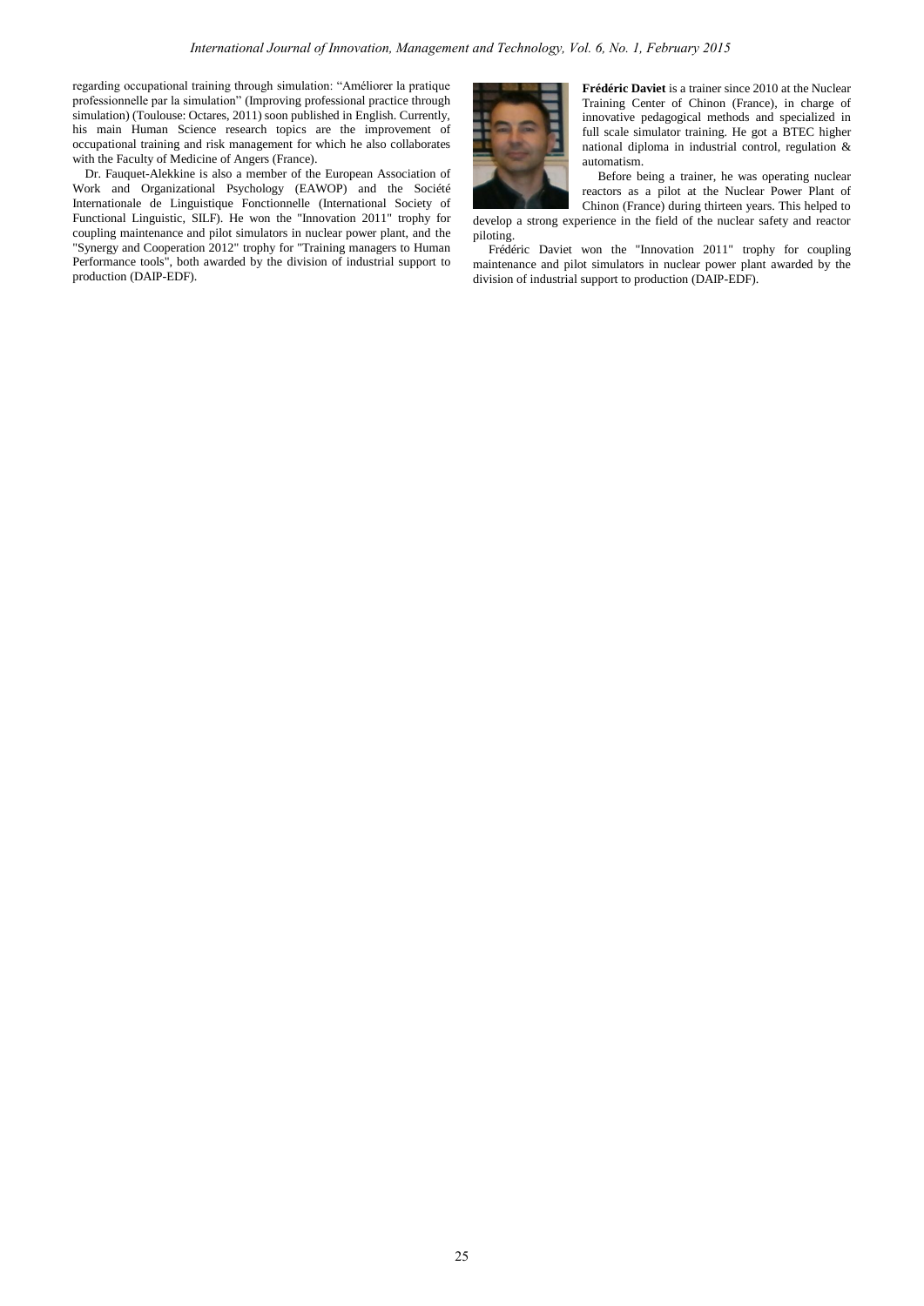regarding occupational training through simulation: "Améliorer la pratique professionnelle par la simulation" (Improving professional practice through simulation) (Toulouse: Octares, 2011) soon published in English. Currently, his main Human Science research topics are the improvement of occupational training and risk management for which he also collaborates with the Faculty of Medicine of Angers (France).

Dr. Fauquet-Alekkine is also a member of the European Association of Work and Organizational Psychology (EAWOP) and the Société Internationale de Linguistique Fonctionnelle (International Society of Functional Linguistic, SILF). He won the "Innovation 2011" trophy for coupling maintenance and pilot simulators in nuclear power plant, and the "Synergy and Cooperation 2012" trophy for "Training managers to Human Performance tools", both awarded by the division of industrial support to production (DAIP-EDF).

**Frédéric Daviet** is a trainer since 2010 at the Nuclear Training Center of Chinon (France), in charge of innovative pedagogical methods and specialized in full scale simulator training. He got a BTEC higher national diploma in industrial control, regulation & automatism.

Before being a trainer, he was operating nuclear reactors as a pilot at the Nuclear Power Plant of Chinon (France) during thirteen years. This helped to develop a strong experience in the field of the nuclear safety and reactor piloting.

Frédéric Daviet won the "Innovation 2011" trophy for coupling maintenance and pilot simulators in nuclear power plant awarded by the division of industrial support to production (DAIP-EDF).